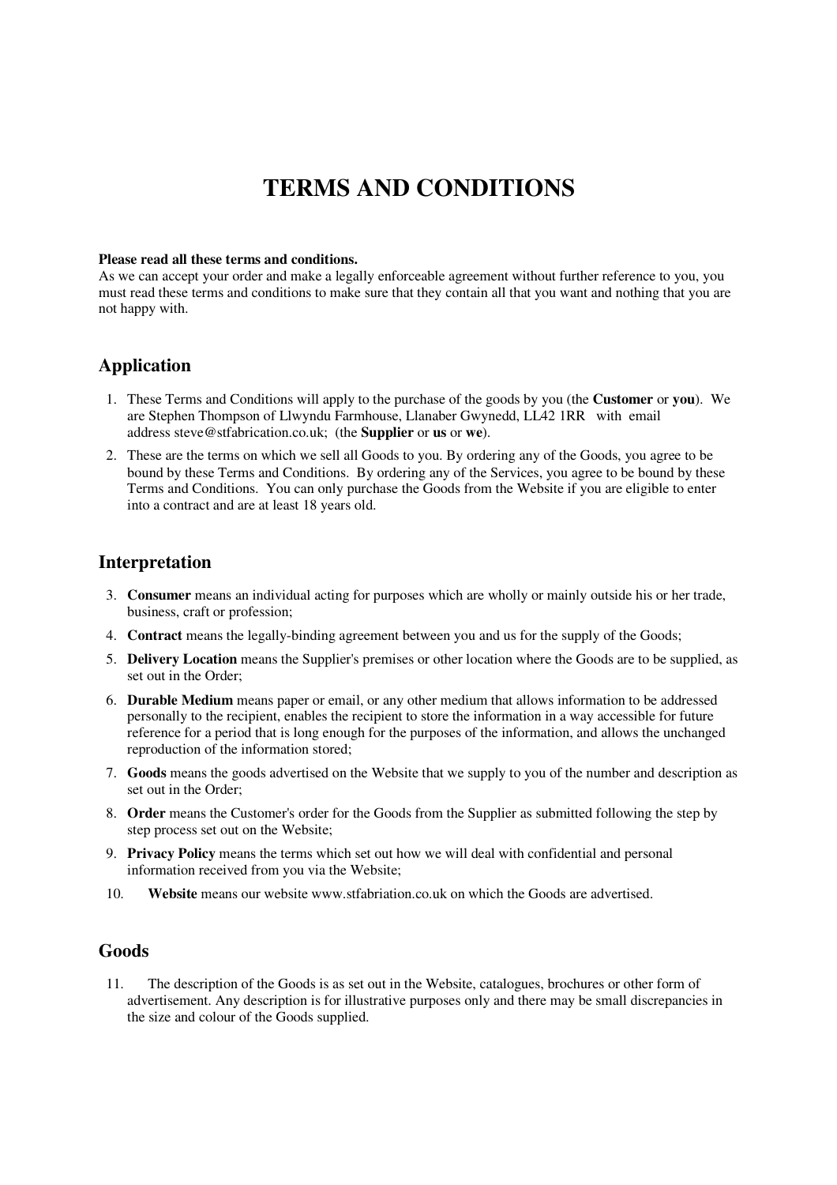# TERMS AND CONDITIONS

**Please read all these terms and conditions.**
As we can accept your order and make a legally enforceable agreement without further reference to you, you must read these terms and conditions to make sure that they contain all that you want and nothing that you are not happy with.

## Application

1. These Terms and Conditions will apply to the purchase of the goods by you (the **Customer** or **you**). We are Stephen Thompson of Llwyndu Farmhouse, Llanaber Gwynedd, LL42 1RR with email address steve@stfabrication.co.uk; (the **Supplier** or **us** or **we**).
2. These are the terms on which we sell all Goods to you. By ordering any of the Goods, you agree to be bound by these Terms and Conditions. By ordering any of the Services, you agree to be bound by these Terms and Conditions. You can only purchase the Goods from the Website if you are eligible to enter into a contract and are at least 18 years old.

## Interpretation

3. **Consumer** means an individual acting for purposes which are wholly or mainly outside his or her trade, business, craft or profession;
4. **Contract** means the legally-binding agreement between you and us for the supply of the Goods;
5. **Delivery Location** means the Supplier's premises or other location where the Goods are to be supplied, as set out in the Order;
6. **Durable Medium** means paper or email, or any other medium that allows information to be addressed personally to the recipient, enables the recipient to store the information in a way accessible for future reference for a period that is long enough for the purposes of the information, and allows the unchanged reproduction of the information stored;
7. **Goods** means the goods advertised on the Website that we supply to you of the number and description as set out in the Order;
8. **Order** means the Customer's order for the Goods from the Supplier as submitted following the step by step process set out on the Website;
9. **Privacy Policy** means the terms which set out how we will deal with confidential and personal information received from you via the Website;
10. **Website** means our website www.stfabriation.co.uk on which the Goods are advertised.

## Goods

11. The description of the Goods is as set out in the Website, catalogues, brochures or other form of advertisement. Any description is for illustrative purposes only and there may be small discrepancies in the size and colour of the Goods supplied.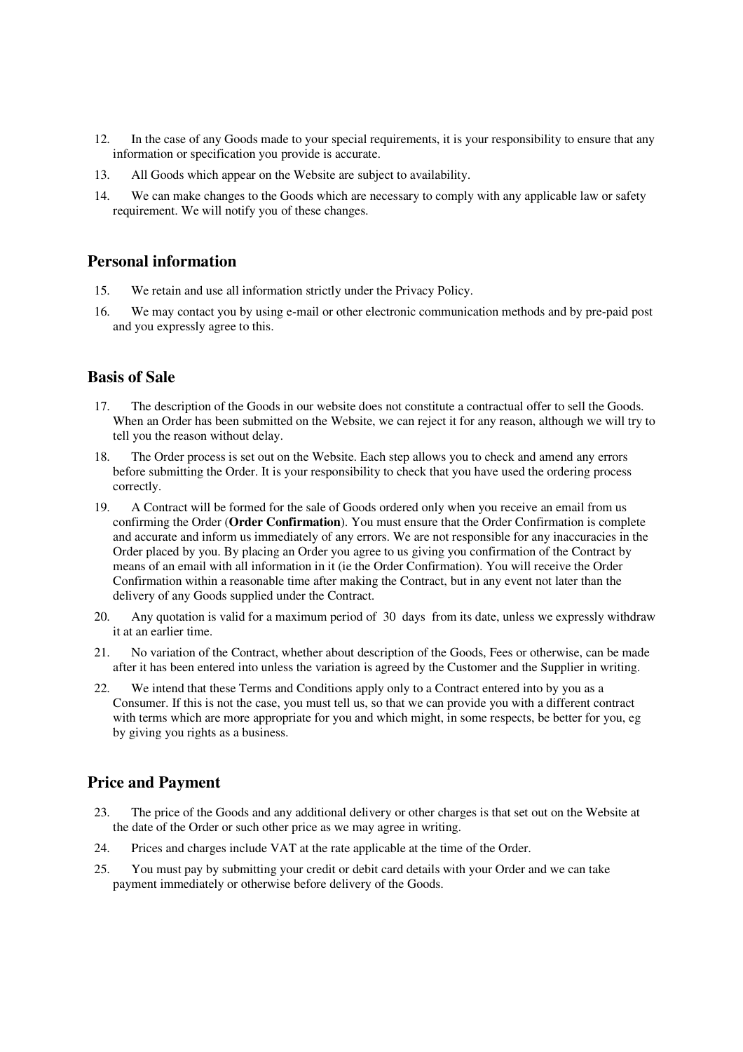12. In the case of any Goods made to your special requirements, it is your responsibility to ensure that any information or specification you provide is accurate.

13. All Goods which appear on the Website are subject to availability.

14. We can make changes to the Goods which are necessary to comply with any applicable law or safety requirement. We will notify you of these changes.

## Personal information

15. We retain and use all information strictly under the Privacy Policy.

16. We may contact you by using e-mail or other electronic communication methods and by pre-paid post and you expressly agree to this.

## Basis of Sale

17. The description of the Goods in our website does not constitute a contractual offer to sell the Goods. When an Order has been submitted on the Website, we can reject it for any reason, although we will try to tell you the reason without delay.

18. The Order process is set out on the Website. Each step allows you to check and amend any errors before submitting the Order. It is your responsibility to check that you have used the ordering process correctly.

19. A Contract will be formed for the sale of Goods ordered only when you receive an email from us confirming the Order (**Order Confirmation**). You must ensure that the Order Confirmation is complete and accurate and inform us immediately of any errors. We are not responsible for any inaccuracies in the Order placed by you. By placing an Order you agree to us giving you confirmation of the Contract by means of an email with all information in it (ie the Order Confirmation). You will receive the Order Confirmation within a reasonable time after making the Contract, but in any event not later than the delivery of any Goods supplied under the Contract.

20. Any quotation is valid for a maximum period of 30 days from its date, unless we expressly withdraw it at an earlier time.

21. No variation of the Contract, whether about description of the Goods, Fees or otherwise, can be made after it has been entered into unless the variation is agreed by the Customer and the Supplier in writing.

22. We intend that these Terms and Conditions apply only to a Contract entered into by you as a Consumer. If this is not the case, you must tell us, so that we can provide you with a different contract with terms which are more appropriate for you and which might, in some respects, be better for you, eg by giving you rights as a business.

## Price and Payment

23. The price of the Goods and any additional delivery or other charges is that set out on the Website at the date of the Order or such other price as we may agree in writing.

24. Prices and charges include VAT at the rate applicable at the time of the Order.

25. You must pay by submitting your credit or debit card details with your Order and we can take payment immediately or otherwise before delivery of the Goods.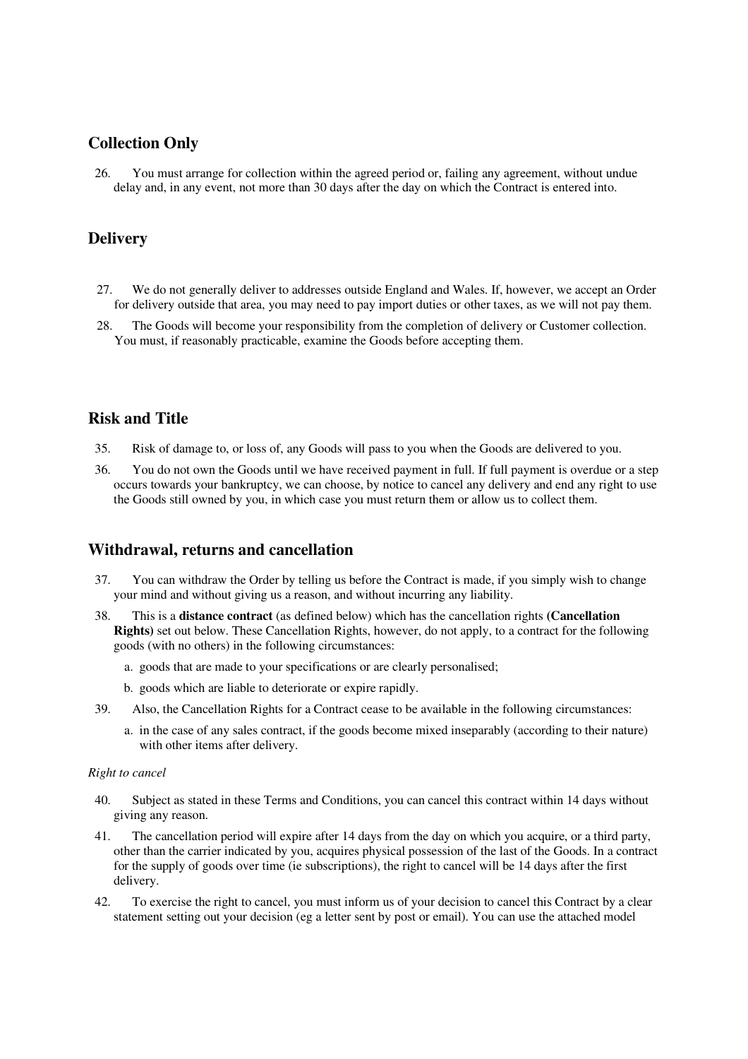## Collection Only

26. You must arrange for collection within the agreed period or, failing any agreement, without undue delay and, in any event, not more than 30 days after the day on which the Contract is entered into.

## Delivery

27. We do not generally deliver to addresses outside England and Wales. If, however, we accept an Order for delivery outside that area, you may need to pay import duties or other taxes, as we will not pay them.

28. The Goods will become your responsibility from the completion of delivery or Customer collection. You must, if reasonably practicable, examine the Goods before accepting them.

## Risk and Title

35. Risk of damage to, or loss of, any Goods will pass to you when the Goods are delivered to you.

36. You do not own the Goods until we have received payment in full. If full payment is overdue or a step occurs towards your bankruptcy, we can choose, by notice to cancel any delivery and end any right to use the Goods still owned by you, in which case you must return them or allow us to collect them.

## Withdrawal, returns and cancellation

37. You can withdraw the Order by telling us before the Contract is made, if you simply wish to change your mind and without giving us a reason, and without incurring any liability.

38. This is a **distance contract** (as defined below) which has the cancellation rights **(Cancellation Rights)** set out below. These Cancellation Rights, however, do not apply, to a contract for the following goods (with no others) in the following circumstances:

   a. goods that are made to your specifications or are clearly personalised;

   b. goods which are liable to deteriorate or expire rapidly.

39. Also, the Cancellation Rights for a Contract cease to be available in the following circumstances:

   a. in the case of any sales contract, if the goods become mixed inseparably (according to their nature) with other items after delivery.

*Right to cancel*

40. Subject as stated in these Terms and Conditions, you can cancel this contract within 14 days without giving any reason.

41. The cancellation period will expire after 14 days from the day on which you acquire, or a third party, other than the carrier indicated by you, acquires physical possession of the last of the Goods. In a contract for the supply of goods over time (ie subscriptions), the right to cancel will be 14 days after the first delivery.

42. To exercise the right to cancel, you must inform us of your decision to cancel this Contract by a clear statement setting out your decision (eg a letter sent by post or email). You can use the attached model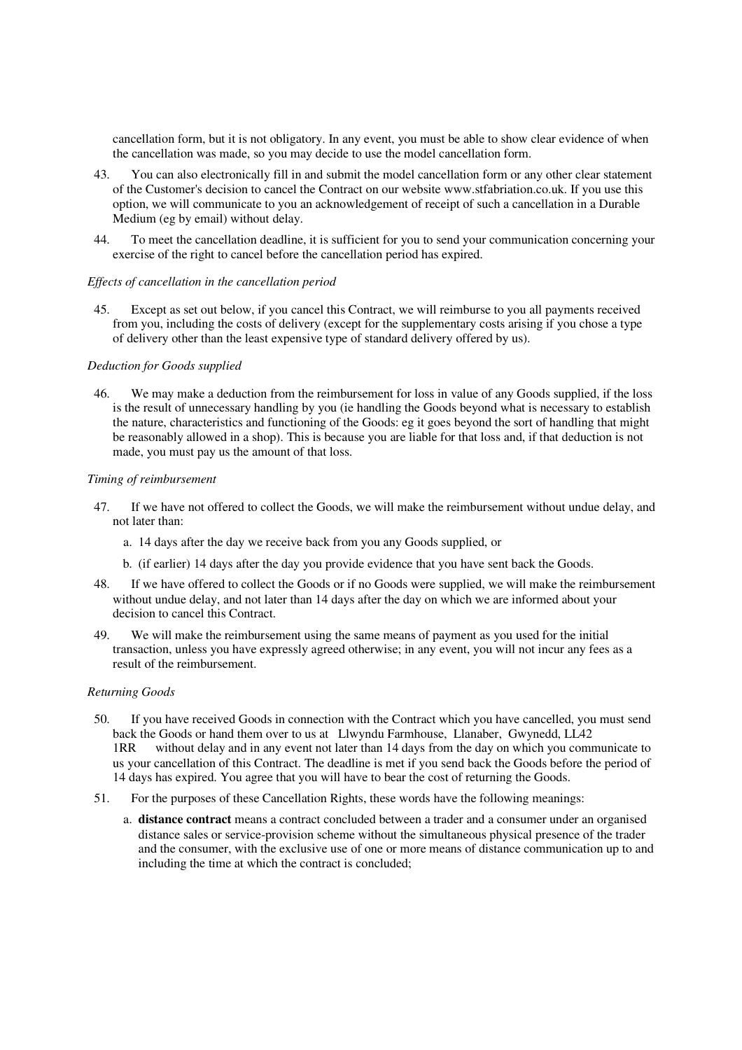cancellation form, but it is not obligatory. In any event, you must be able to show clear evidence of when the cancellation was made, so you may decide to use the model cancellation form.

43. You can also electronically fill in and submit the model cancellation form or any other clear statement of the Customer's decision to cancel the Contract on our website www.stfabriation.co.uk. If you use this option, we will communicate to you an acknowledgement of receipt of such a cancellation in a Durable Medium (eg by email) without delay.

44. To meet the cancellation deadline, it is sufficient for you to send your communication concerning your exercise of the right to cancel before the cancellation period has expired.

*Effects of cancellation in the cancellation period*

45. Except as set out below, if you cancel this Contract, we will reimburse to you all payments received from you, including the costs of delivery (except for the supplementary costs arising if you chose a type of delivery other than the least expensive type of standard delivery offered by us).

*Deduction for Goods supplied*

46. We may make a deduction from the reimbursement for loss in value of any Goods supplied, if the loss is the result of unnecessary handling by you (ie handling the Goods beyond what is necessary to establish the nature, characteristics and functioning of the Goods: eg it goes beyond the sort of handling that might be reasonably allowed in a shop). This is because you are liable for that loss and, if that deduction is not made, you must pay us the amount of that loss.

*Timing of reimbursement*

47. If we have not offered to collect the Goods, we will make the reimbursement without undue delay, and not later than:

   a. 14 days after the day we receive back from you any Goods supplied, or

   b. (if earlier) 14 days after the day you provide evidence that you have sent back the Goods.

48. If we have offered to collect the Goods or if no Goods were supplied, we will make the reimbursement without undue delay, and not later than 14 days after the day on which we are informed about your decision to cancel this Contract.

49. We will make the reimbursement using the same means of payment as you used for the initial transaction, unless you have expressly agreed otherwise; in any event, you will not incur any fees as a result of the reimbursement.

*Returning Goods*

50. If you have received Goods in connection with the Contract which you have cancelled, you must send back the Goods or hand them over to us at Llwyndu Farmhouse, Llanaber, Gwynedd, LL42 1RR without delay and in any event not later than 14 days from the day on which you communicate to us your cancellation of this Contract. The deadline is met if you send back the Goods before the period of 14 days has expired. You agree that you will have to bear the cost of returning the Goods.

51. For the purposes of these Cancellation Rights, these words have the following meanings:

   a. **distance contract** means a contract concluded between a trader and a consumer under an organised distance sales or service-provision scheme without the simultaneous physical presence of the trader and the consumer, with the exclusive use of one or more means of distance communication up to and including the time at which the contract is concluded;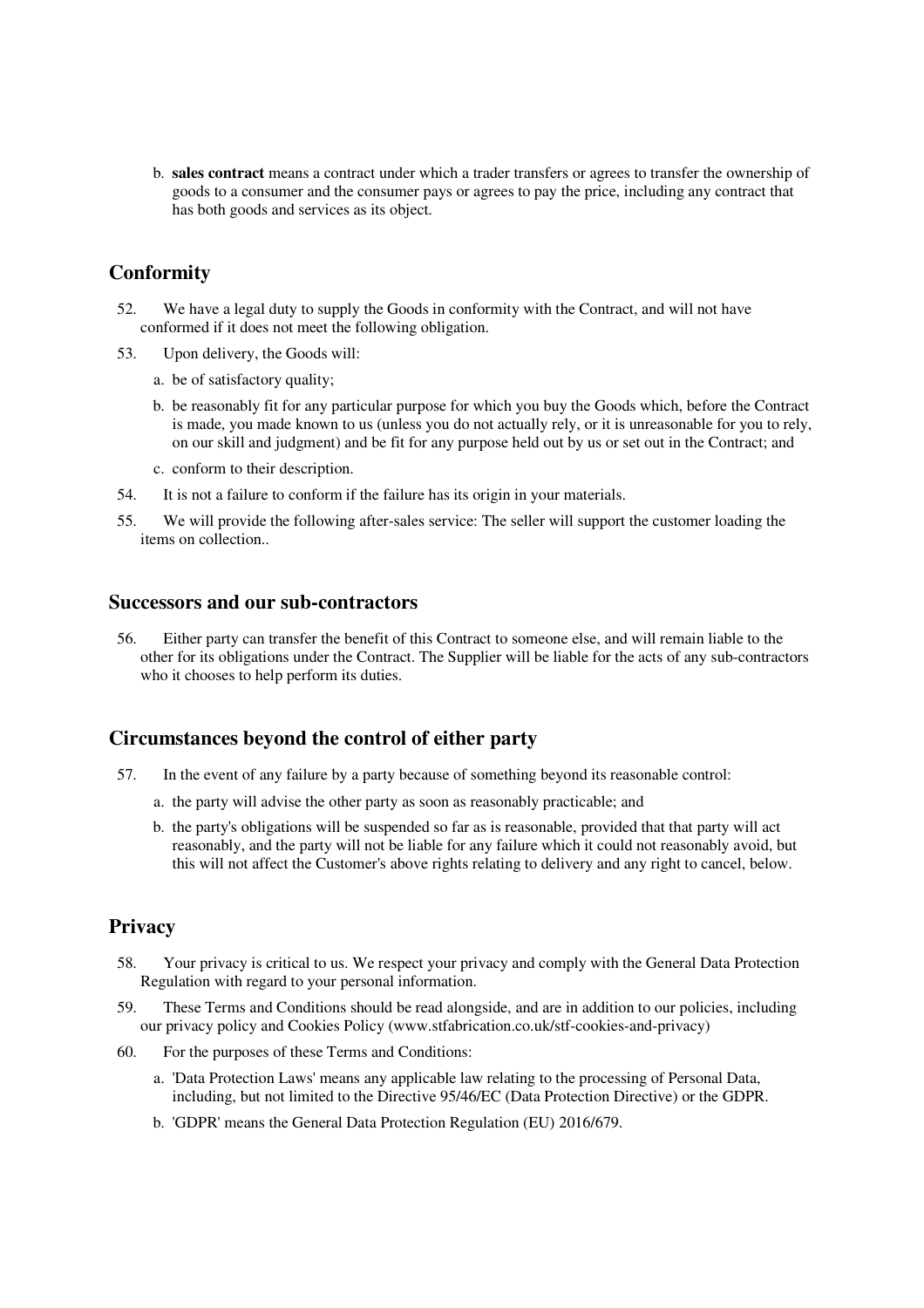b. **sales contract** means a contract under which a trader transfers or agrees to transfer the ownership of goods to a consumer and the consumer pays or agrees to pay the price, including any contract that has both goods and services as its object.

## Conformity

52. We have a legal duty to supply the Goods in conformity with the Contract, and will not have conformed if it does not meet the following obligation.

53. Upon delivery, the Goods will:

   a. be of satisfactory quality;

   b. be reasonably fit for any particular purpose for which you buy the Goods which, before the Contract is made, you made known to us (unless you do not actually rely, or it is unreasonable for you to rely, on our skill and judgment) and be fit for any purpose held out by us or set out in the Contract; and

   c. conform to their description.

54. It is not a failure to conform if the failure has its origin in your materials.

55. We will provide the following after-sales service: The seller will support the customer loading the items on collection..

## Successors and our sub-contractors

56. Either party can transfer the benefit of this Contract to someone else, and will remain liable to the other for its obligations under the Contract. The Supplier will be liable for the acts of any sub-contractors who it chooses to help perform its duties.

## Circumstances beyond the control of either party

57. In the event of any failure by a party because of something beyond its reasonable control:

   a. the party will advise the other party as soon as reasonably practicable; and

   b. the party's obligations will be suspended so far as is reasonable, provided that that party will act reasonably, and the party will not be liable for any failure which it could not reasonably avoid, but this will not affect the Customer's above rights relating to delivery and any right to cancel, below.

## Privacy

58. Your privacy is critical to us. We respect your privacy and comply with the General Data Protection Regulation with regard to your personal information.

59. These Terms and Conditions should be read alongside, and are in addition to our policies, including our privacy policy and Cookies Policy (www.stfabrication.co.uk/stf-cookies-and-privacy)

60. For the purposes of these Terms and Conditions:

   a. 'Data Protection Laws' means any applicable law relating to the processing of Personal Data, including, but not limited to the Directive 95/46/EC (Data Protection Directive) or the GDPR.

   b. 'GDPR' means the General Data Protection Regulation (EU) 2016/679.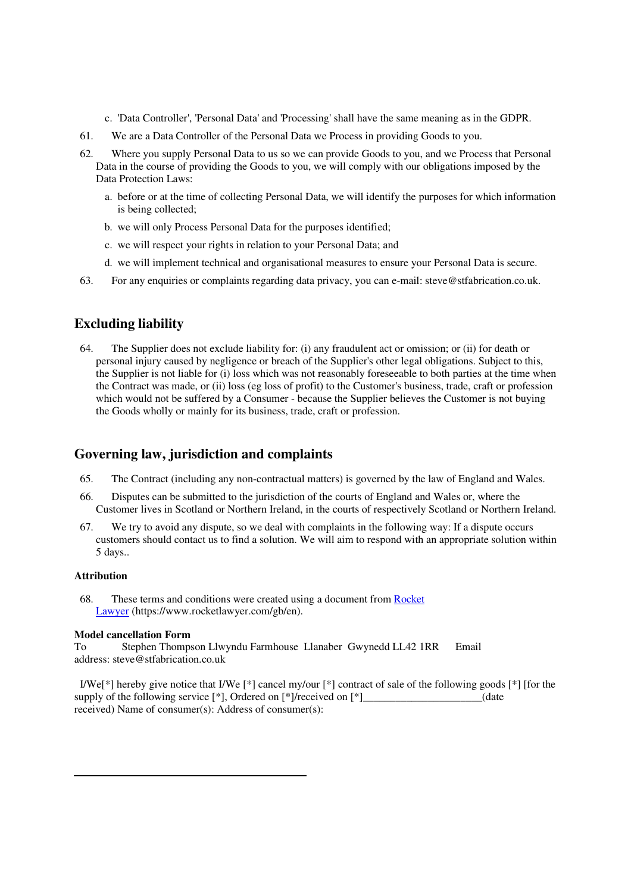c. 'Data Controller', 'Personal Data' and 'Processing' shall have the same meaning as in the GDPR.

61. We are a Data Controller of the Personal Data we Process in providing Goods to you.

62. Where you supply Personal Data to us so we can provide Goods to you, and we Process that Personal Data in the course of providing the Goods to you, we will comply with our obligations imposed by the Data Protection Laws:

   a. before or at the time of collecting Personal Data, we will identify the purposes for which information is being collected;

   b. we will only Process Personal Data for the purposes identified;

   c. we will respect your rights in relation to your Personal Data; and

   d. we will implement technical and organisational measures to ensure your Personal Data is secure.

63. For any enquiries or complaints regarding data privacy, you can e-mail: steve@stfabrication.co.uk.

## Excluding liability

64. The Supplier does not exclude liability for: (i) any fraudulent act or omission; or (ii) for death or personal injury caused by negligence or breach of the Supplier's other legal obligations. Subject to this, the Supplier is not liable for (i) loss which was not reasonably foreseeable to both parties at the time when the Contract was made, or (ii) loss (eg loss of profit) to the Customer's business, trade, craft or profession which would not be suffered by a Consumer - because the Supplier believes the Customer is not buying the Goods wholly or mainly for its business, trade, craft or profession.

## Governing law, jurisdiction and complaints

65. The Contract (including any non-contractual matters) is governed by the law of England and Wales.

66. Disputes can be submitted to the jurisdiction of the courts of England and Wales or, where the Customer lives in Scotland or Northern Ireland, in the courts of respectively Scotland or Northern Ireland.

67. We try to avoid any dispute, so we deal with complaints in the following way: If a dispute occurs customers should contact us to find a solution. We will aim to respond with an appropriate solution within 5 days..

### Attribution

68. These terms and conditions were created using a document from [Rocket Lawyer](https://www.rocketlawyer.com/gb/en) (https://www.rocketlawyer.com/gb/en).

**Model cancellation Form**

To Stephen Thompson Llwyndu Farmhouse Llanaber Gwynedd LL42 1RR Email address: steve@stfabrication.co.uk

I/We[*] hereby give notice that I/We [*] cancel my/our [*] contract of sale of the following goods [*] [for the supply of the following service [*], Ordered on [*]/received on [*]______________________(date received) Name of consumer(s): Address of consumer(s):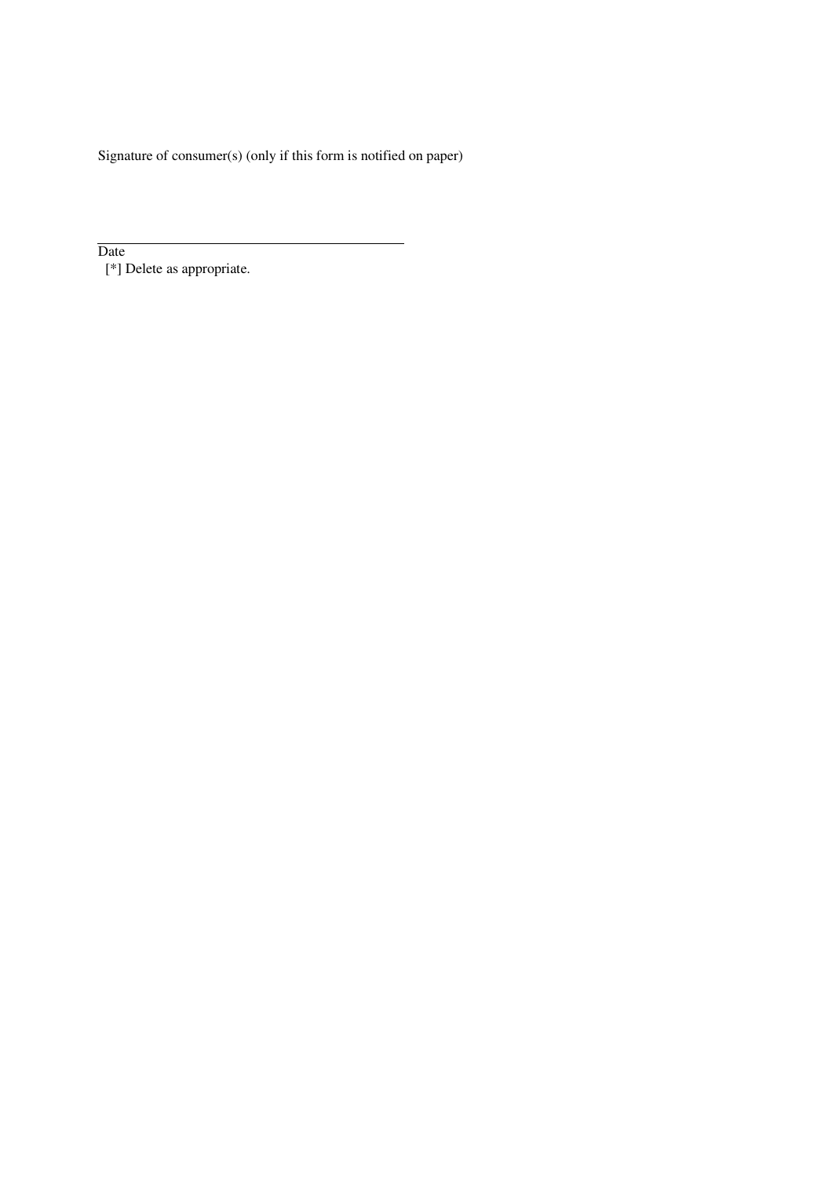Signature of consumer(s) (only if this form is notified on paper)

______________________________________________

Date

[*] Delete as appropriate.